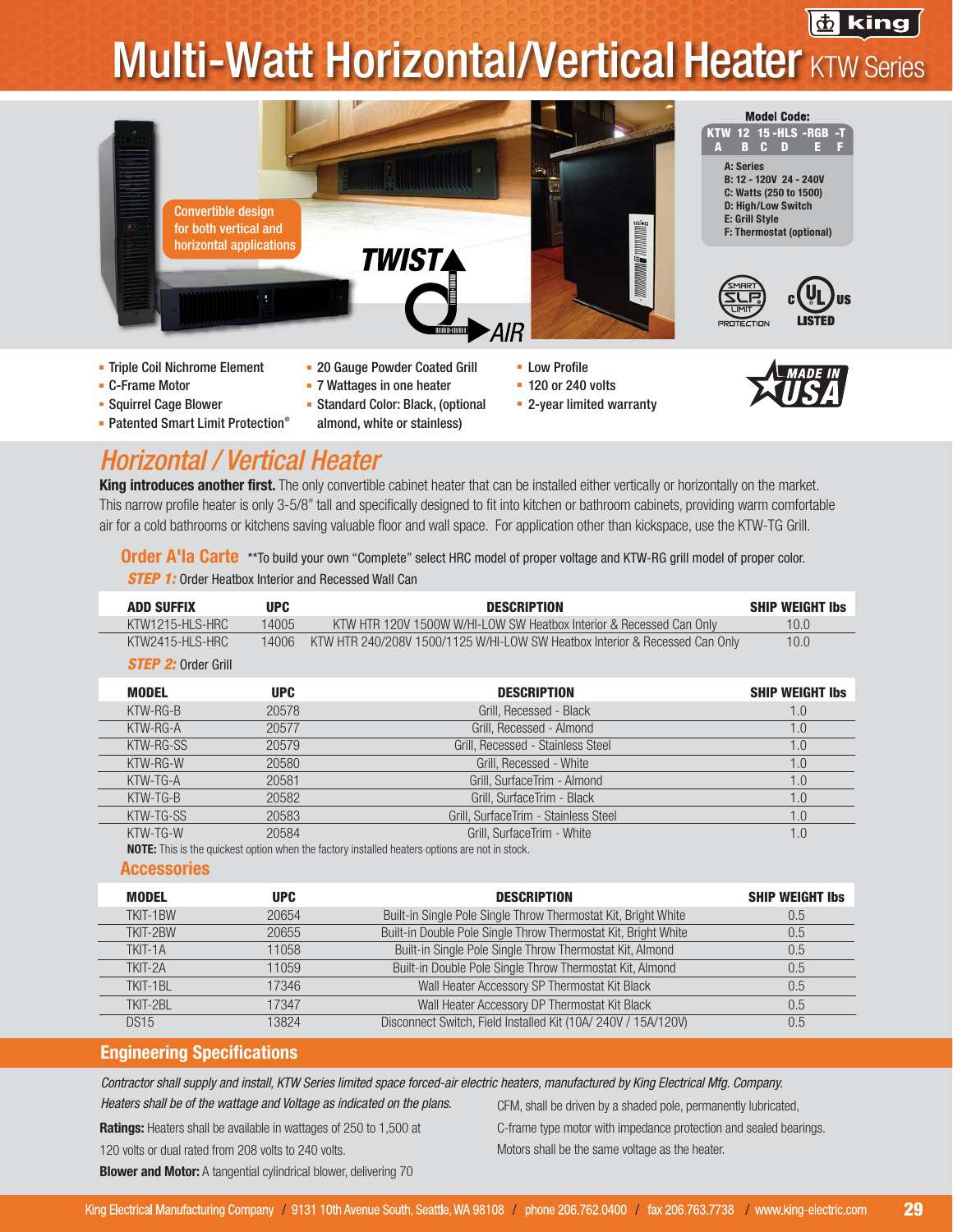# Multi-Watt Horizontal/Vertical Heater KTW Series

Convertible design for both vertical and horizontal applications

TWIST AIR

**Model Code:**

KTW 12 15 -HLS -RGB -T
A B C D E F

- A: Series
- B: 12 - 120V 24 - 240V
- C: Watts (250 to 1500)
- D: High/Low Switch
- E: Grill Style
- F: Thermostat (optional)

SMART LIMIT PROTECTION — c UL us LISTED

- Triple Coil Nichrome Element
- C-Frame Motor
- Squirrel Cage Blower
- Patented Smart Limit Protection®
- 20 Gauge Powder Coated Grill
- 7 Wattages in one heater
- Standard Color: Black, (optional almond, white or stainless)
- Low Profile
- 120 or 240 volts
- 2-year limited warranty

MADE IN USA

## Horizontal / Vertical Heater

**King introduces another first.** The only convertible cabinet heater that can be installed either vertically or horizontally on the market. This narrow profile heater is only 3-5/8" tall and specifically designed to fit into kitchen or bathroom cabinets, providing warm comfortable air for a cold bathrooms or kitchens saving valuable floor and wall space. For application other than kickspace, use the KTW-TG Grill.

### Order A'la Carte

**To build your own "Complete" select HRC model of proper voltage and KTW-RG grill model of proper color.

***STEP 1:*** Order Heatbox Interior and Recessed Wall Can

| ADD SUFFIX | UPC | DESCRIPTION | SHIP WEIGHT lbs |
|---|---|---|---|
| KTW1215-HLS-HRC | 14005 | KTW HTR 120V 1500W W/HI-LOW SW Heatbox Interior & Recessed Can Only | 10.0 |
| KTW2415-HLS-HRC | 14006 | KTW HTR 240/208V 1500/1125 W/HI-LOW SW Heatbox Interior & Recessed Can Only | 10.0 |

***STEP 2:*** Order Grill

| MODEL | UPC | DESCRIPTION | SHIP WEIGHT lbs |
|---|---|---|---|
| KTW-RG-B | 20578 | Grill, Recessed - Black | 1.0 |
| KTW-RG-A | 20577 | Grill, Recessed - Almond | 1.0 |
| KTW-RG-SS | 20579 | Grill, Recessed - Stainless Steel | 1.0 |
| KTW-RG-W | 20580 | Grill, Recessed - White | 1.0 |
| KTW-TG-A | 20581 | Grill, SurfaceTrim - Almond | 1.0 |
| KTW-TG-B | 20582 | Grill, SurfaceTrim - Black | 1.0 |
| KTW-TG-SS | 20583 | Grill, SurfaceTrim - Stainless Steel | 1.0 |
| KTW-TG-W | 20584 | Grill, SurfaceTrim - White | 1.0 |

**NOTE:** This is the quickest option when the factory installed heaters options are not in stock.

### Accessories

| MODEL | UPC | DESCRIPTION | SHIP WEIGHT lbs |
|---|---|---|---|
| TKIT-1BW | 20654 | Built-in Single Pole Single Throw Thermostat Kit, Bright White | 0.5 |
| TKIT-2BW | 20655 | Built-in Double Pole Single Throw Thermostat Kit, Bright White | 0.5 |
| TKIT-1A | 11058 | Built-in Single Pole Single Throw Thermostat Kit, Almond | 0.5 |
| TKIT-2A | 11059 | Built-in Double Pole Single Throw Thermostat Kit, Almond | 0.5 |
| TKIT-1BL | 17346 | Wall Heater Accessory SP Thermostat Kit Black | 0.5 |
| TKIT-2BL | 17347 | Wall Heater Accessory DP Thermostat Kit Black | 0.5 |
| DS15 | 13824 | Disconnect Switch, Field Installed Kit (10A/ 240V / 15A/120V) | 0.5 |

## Engineering Specifications

*Contractor shall supply and install, KTW Series limited space forced-air electric heaters, manufactured by King Electrical Mfg. Company. Heaters shall be of the wattage and Voltage as indicated on the plans.*

**Ratings:** Heaters shall be available in wattages of 250 to 1,500 at 120 volts or dual rated from 208 volts to 240 volts.

**Blower and Motor:** A tangential cylindrical blower, delivering 70 CFM, shall be driven by a shaded pole, permanently lubricated, C-frame type motor with impedance protection and sealed bearings. Motors shall be the same voltage as the heater.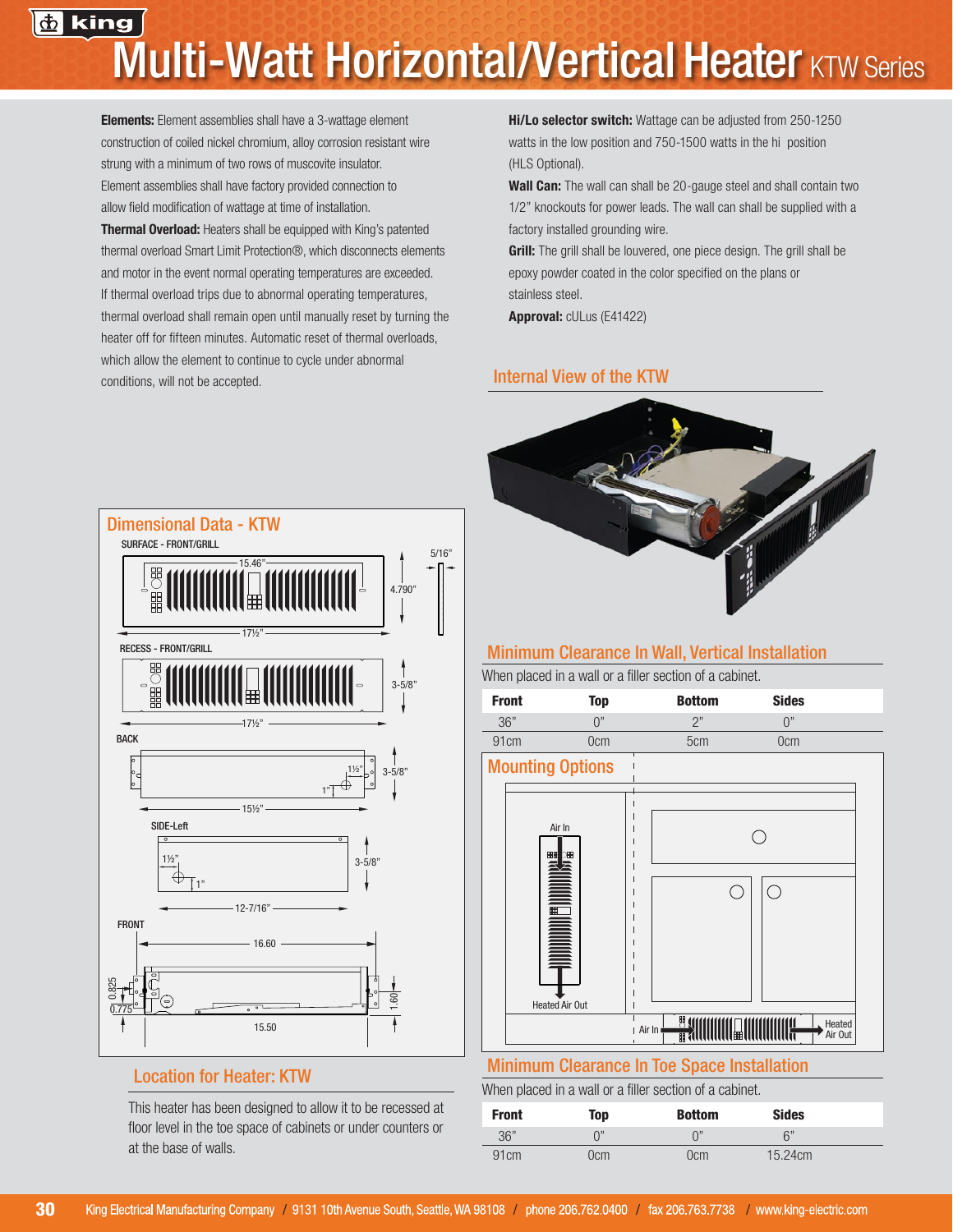# Multi-Watt Horizontal/Vertical Heater KTW Series

**Elements:** Element assemblies shall have a 3-wattage element construction of coiled nickel chromium, alloy corrosion resistant wire strung with a minimum of two rows of muscovite insulator. Element assemblies shall have factory provided connection to allow field modification of wattage at time of installation.

**Thermal Overload:** Heaters shall be equipped with King's patented thermal overload Smart Limit Protection®, which disconnects elements and motor in the event normal operating temperatures are exceeded. If thermal overload trips due to abnormal operating temperatures, thermal overload shall remain open until manually reset by turning the heater off for fifteen minutes. Automatic reset of thermal overloads, which allow the element to continue to cycle under abnormal conditions, will not be accepted.

**Hi/Lo selector switch:** Wattage can be adjusted from 250-1250 watts in the low position and 750-1500 watts in the hi position (HLS Optional).

**Wall Can:** The wall can shall be 20-gauge steel and shall contain two 1/2" knockouts for power leads. The wall can shall be supplied with a factory installed grounding wire.

**Grill:** The grill shall be louvered, one piece design. The grill shall be epoxy powder coated in the color specified on the plans or stainless steel.

**Approval:** cULus (E41422)

## Internal View of the KTW

## Dimensional Data - KTW

SURFACE - FRONT/GRILL

15.46"
4.790"
5/16"
17½"

RECESS - FRONT/GRILL

3-5/8"
17½"

BACK

1½"
1"
3-5/8"
15½"

SIDE-Left

1½"
1"
3-5/8"
12-7/16"

FRONT

16.60
0.825
0.775
1.60
15.50

## Minimum Clearance In Wall, Vertical Installation

When placed in a wall or a filler section of a cabinet.

| Front | Top | Bottom | Sides |
|---|---|---|---|
| 36" | 0" | 2" | 0" |
| 91cm | 0cm | 5cm | 0cm |

## Mounting Options

Air In
Heated Air Out
Air In
Heated Air Out

## Minimum Clearance In Toe Space Installation

When placed in a wall or a filler section of a cabinet.

| Front | Top | Bottom | Sides |
|---|---|---|---|
| 36" | 0" | 0" | 6" |
| 91cm | 0cm | 0cm | 15.24cm |

## Location for Heater: KTW

This heater has been designed to allow it to be recessed at floor level in the toe space of cabinets or under counters or at the base of walls.

King Electrical Manufacturing Company / 9131 10th Avenue South, Seattle, WA 98108 / phone 206.762.0400 / fax 206.763.7738 / www.king-electric.com